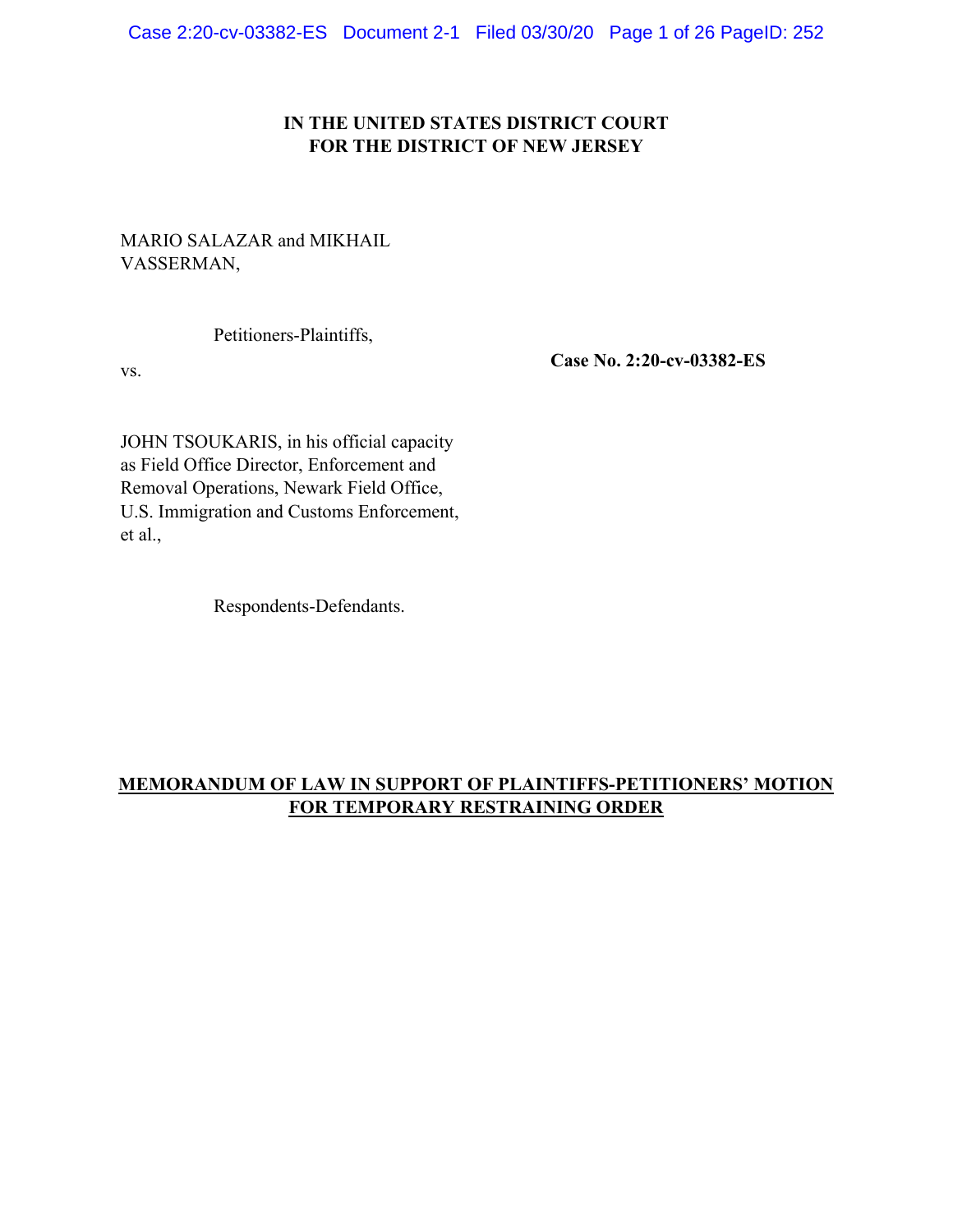**IN THE UNITED STATES DISTRICT COURT**
**FOR THE DISTRICT OF NEW JERSEY**

MARIO SALAZAR and MIKHAIL VASSERMAN,

Petitioners-Plaintiffs,

vs.

**Case No. 2:20-cv-03382-ES**

JOHN TSOUKARIS, in his official capacity as Field Office Director, Enforcement and Removal Operations, Newark Field Office, U.S. Immigration and Customs Enforcement, et al.,

Respondents-Defendants.

**MEMORANDUM OF LAW IN SUPPORT OF PLAINTIFFS-PETITIONERS' MOTION FOR TEMPORARY RESTRAINING ORDER**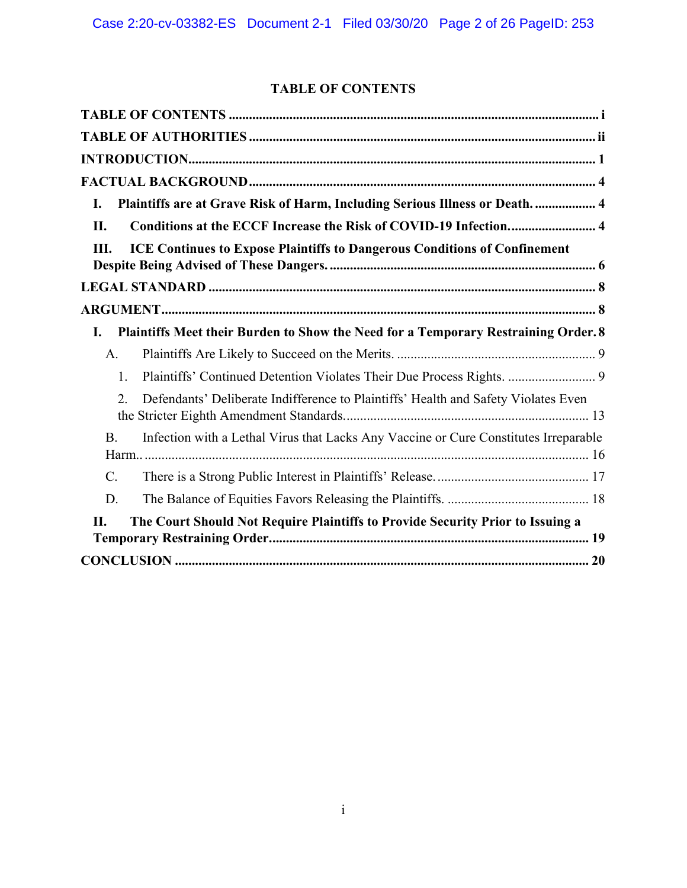# TABLE OF CONTENTS

**TABLE OF CONTENTS** ........................................................................................................ i

**TABLE OF AUTHORITIES** ................................................................................................ ii

**INTRODUCTION** ................................................................................................................ 1

**FACTUAL BACKGROUND** ................................................................................................ 4

**I. Plaintiffs are at Grave Risk of Harm, Including Serious Illness or Death.** .................. 4

**II. Conditions at the ECCF Increase the Risk of COVID-19 Infection.** .......................... 4

**III. ICE Continues to Expose Plaintiffs to Dangerous Conditions of Confinement Despite Being Advised of These Dangers.** ................................................................................ 6

**LEGAL STANDARD** .......................................................................................................... 8

**ARGUMENT** ...................................................................................................................... 8

**I. Plaintiffs Meet their Burden to Show the Need for a Temporary Restraining Order.** 8

A. Plaintiffs Are Likely to Succeed on the Merits. ........................................................... 9

1. Plaintiffs' Continued Detention Violates Their Due Process Rights. .......................... 9

2. Defendants' Deliberate Indifference to Plaintiffs' Health and Safety Violates Even the Stricter Eighth Amendment Standards. ........................................................................ 13

B. Infection with a Lethal Virus that Lacks Any Vaccine or Cure Constitutes Irreparable Harm.. .................................................................................................................. 16

C. There is a Strong Public Interest in Plaintiffs' Release. ............................................ 17

D. The Balance of Equities Favors Releasing the Plaintiffs. .......................................... 18

**II. The Court Should Not Require Plaintiffs to Provide Security Prior to Issuing a Temporary Restraining Order.** ........................................................................................... 19

**CONCLUSION** ................................................................................................................. 20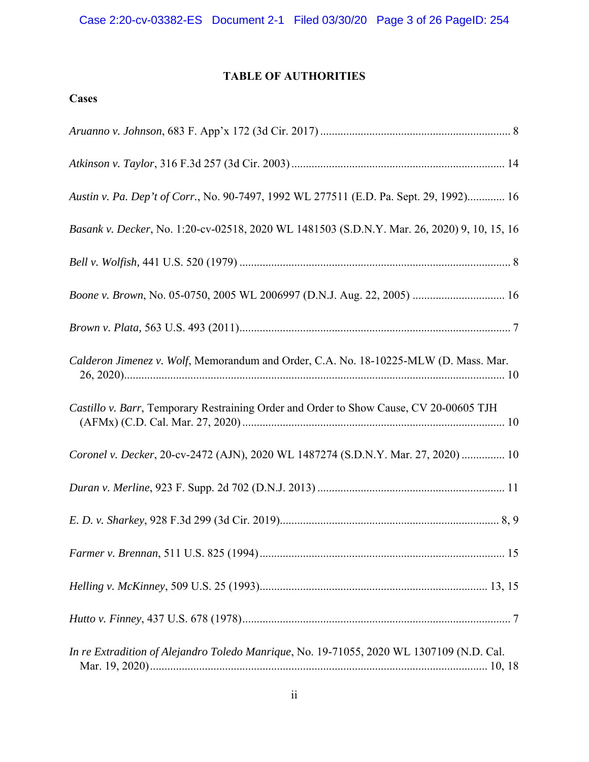# TABLE OF AUTHORITIES

## Cases

*Aruanno v. Johnson*, 683 F. App'x 172 (3d Cir. 2017) ........................................ 8

*Atkinson v. Taylor*, 316 F.3d 257 (3d Cir. 2003) ........................................ 14

*Austin v. Pa. Dep't of Corr.*, No. 90-7497, 1992 WL 277511 (E.D. Pa. Sept. 29, 1992)............. 16

*Basank v. Decker*, No. 1:20-cv-02518, 2020 WL 1481503 (S.D.N.Y. Mar. 26, 2020) 9, 10, 15, 16

*Bell v. Wolfish,* 441 U.S. 520 (1979) ........................................ 8

*Boone v. Brown*, No. 05-0750, 2005 WL 2006997 (D.N.J. Aug. 22, 2005) ........................................ 16

*Brown v. Plata,* 563 U.S. 493 (2011)........................................ 7

*Calderon Jimenez v. Wolf*, Memorandum and Order, C.A. No. 18-10225-MLW (D. Mass. Mar. 26, 2020)........................................ 10

*Castillo v. Barr*, Temporary Restraining Order and Order to Show Cause, CV 20-00605 TJH (AFMx) (C.D. Cal. Mar. 27, 2020) ........................................ 10

*Coronel v. Decker*, 20-cv-2472 (AJN), 2020 WL 1487274 (S.D.N.Y. Mar. 27, 2020) ............... 10

*Duran v. Merline*, 923 F. Supp. 2d 702 (D.N.J. 2013) ........................................ 11

*E. D. v. Sharkey*, 928 F.3d 299 (3d Cir. 2019)........................................ 8, 9

*Farmer v. Brennan*, 511 U.S. 825 (1994) ........................................ 15

*Helling v. McKinney*, 509 U.S. 25 (1993)........................................ 13, 15

*Hutto v. Finney*, 437 U.S. 678 (1978)........................................ 7

*In re Extradition of Alejandro Toledo Manrique*, No. 19-71055, 2020 WL 1307109 (N.D. Cal. Mar. 19, 2020)........................................ 10, 18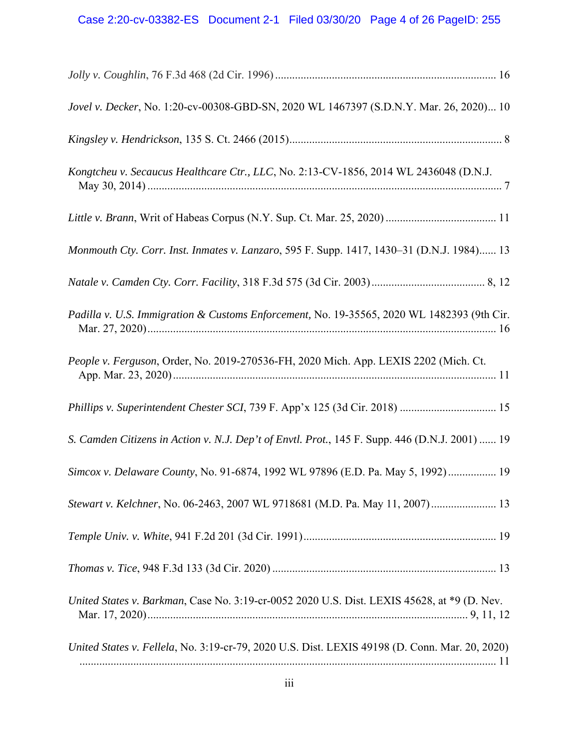*Jolly v. Coughlin*, 76 F.3d 468 (2d Cir. 1996) ............................................................................ 16

*Jovel v. Decker*, No. 1:20-cv-00308-GBD-SN, 2020 WL 1467397 (S.D.N.Y. Mar. 26, 2020)... 10

*Kingsley v. Hendrickson*, 135 S. Ct. 2466 (2015)........................................................................... 8

*Kongtcheu v. Secaucus Healthcare Ctr., LLC*, No. 2:13-CV-1856, 2014 WL 2436048 (D.N.J. May 30, 2014) ............................................................................................................................. 7

*Little v. Brann*, Writ of Habeas Corpus (N.Y. Sup. Ct. Mar. 25, 2020) ....................................... 11

*Monmouth Cty. Corr. Inst. Inmates v. Lanzaro*, 595 F. Supp. 1417, 1430–31 (D.N.J. 1984)...... 13

*Natale v. Camden Cty. Corr. Facility*, 318 F.3d 575 (3d Cir. 2003)........................................ 8, 12

*Padilla v. U.S. Immigration & Customs Enforcement,* No. 19-35565, 2020 WL 1482393 (9th Cir. Mar. 27, 2020).......................................................................................................................... 16

*People v. Ferguson*, Order, No. 2019-270536-FH, 2020 Mich. App. LEXIS 2202 (Mich. Ct. App. Mar. 23, 2020).................................................................................................................. 11

*Phillips v. Superintendent Chester SCI*, 739 F. App'x 125 (3d Cir. 2018) ................................. 15

*S. Camden Citizens in Action v. N.J. Dep't of Envtl. Prot.*, 145 F. Supp. 446 (D.N.J. 2001) ...... 19

*Simcox v. Delaware County*, No. 91-6874, 1992 WL 97896 (E.D. Pa. May 5, 1992)................. 19

*Stewart v. Kelchner*, No. 06-2463, 2007 WL 9718681 (M.D. Pa. May 11, 2007)....................... 13

*Temple Univ. v. White*, 941 F.2d 201 (3d Cir. 1991)................................................................... 19

*Thomas v. Tice*, 948 F.3d 133 (3d Cir. 2020) .............................................................................. 13

*United States v. Barkman*, Case No. 3:19-cr-0052 2020 U.S. Dist. LEXIS 45628, at *9 (D. Nev. Mar. 17, 2020)................................................................................................................ 9, 11, 12

*United States v. Fellela*, No. 3:19-cr-79, 2020 U.S. Dist. LEXIS 49198 (D. Conn. Mar. 20, 2020) .................................................................................................................................... 11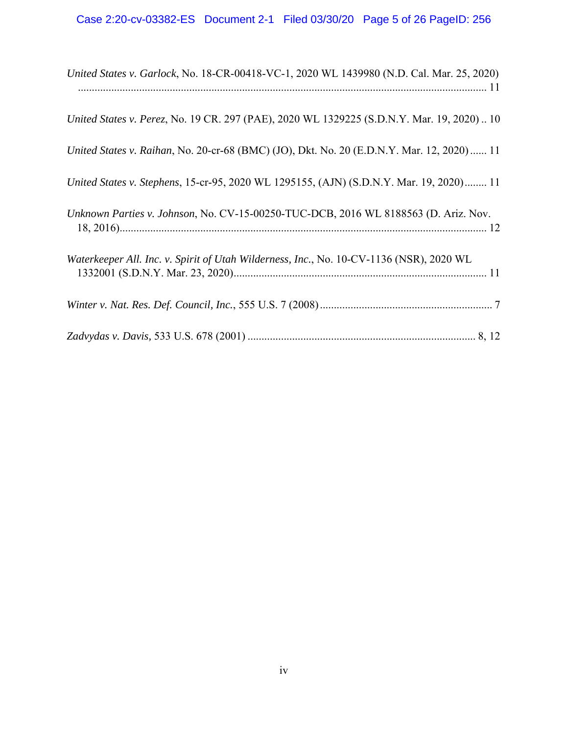*United States v. Garlock*, No. 18-CR-00418-VC-1, 2020 WL 1439980 (N.D. Cal. Mar. 25, 2020) ................................................................................................................................... 11

*United States v. Perez*, No. 19 CR. 297 (PAE), 2020 WL 1329225 (S.D.N.Y. Mar. 19, 2020) .. 10

*United States v. Raihan*, No. 20-cr-68 (BMC) (JO), Dkt. No. 20 (E.D.N.Y. Mar. 12, 2020) ...... 11

*United States v. Stephens*, 15-cr-95, 2020 WL 1295155, (AJN) (S.D.N.Y. Mar. 19, 2020) ........ 11

*Unknown Parties v. Johnson*, No. CV-15-00250-TUC-DCB, 2016 WL 8188563 (D. Ariz. Nov. 18, 2016)..................................................................................................................................... 12

*Waterkeeper All. Inc. v. Spirit of Utah Wilderness, Inc.*, No. 10-CV-1136 (NSR), 2020 WL 1332001 (S.D.N.Y. Mar. 23, 2020)........................................................................................... 11

*Winter v. Nat. Res. Def. Council, Inc.*, 555 U.S. 7 (2008) .............................................................. 7

*Zadvydas v. Davis*, 533 U.S. 678 (2001) .................................................................................. 8, 12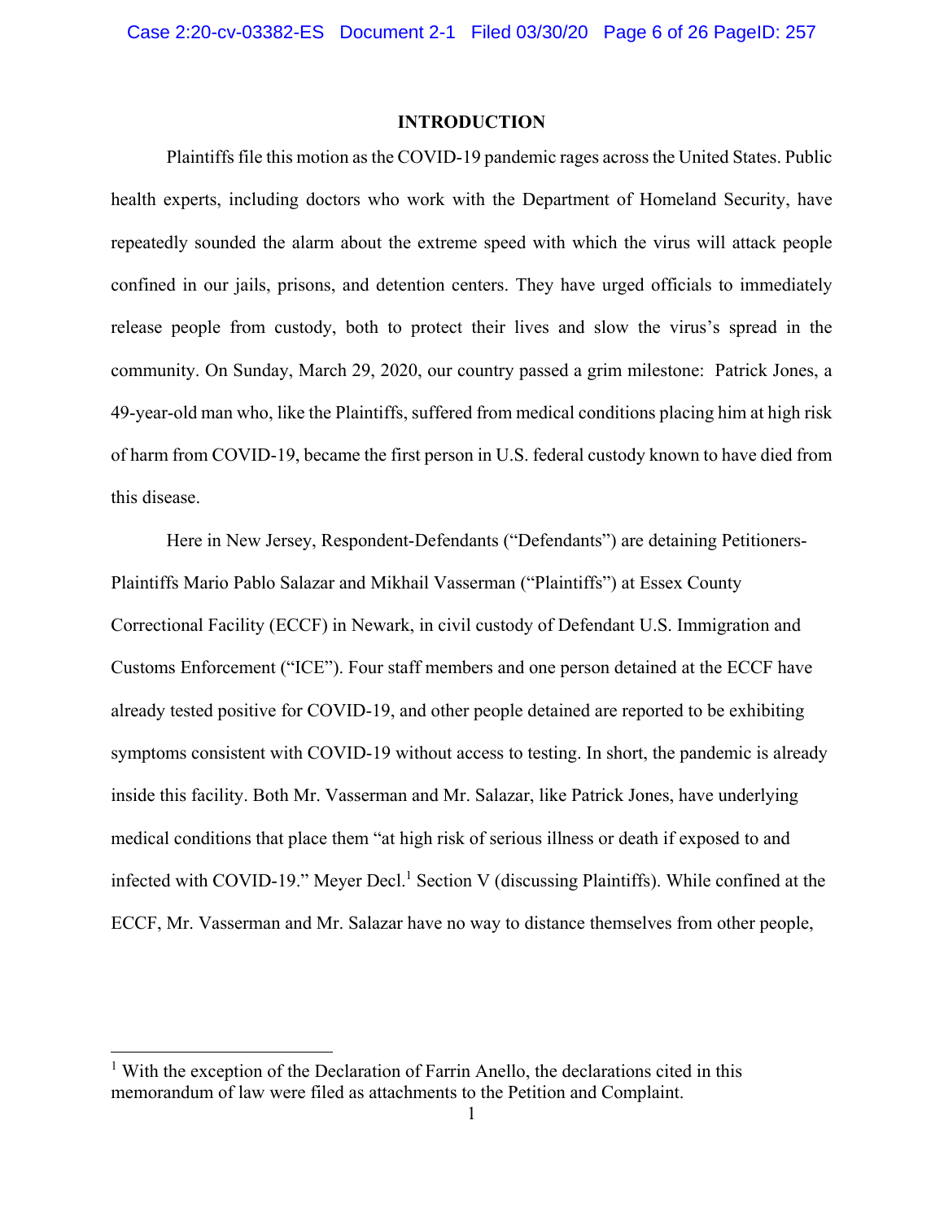# INTRODUCTION

Plaintiffs file this motion as the COVID-19 pandemic rages across the United States. Public health experts, including doctors who work with the Department of Homeland Security, have repeatedly sounded the alarm about the extreme speed with which the virus will attack people confined in our jails, prisons, and detention centers. They have urged officials to immediately release people from custody, both to protect their lives and slow the virus's spread in the community. On Sunday, March 29, 2020, our country passed a grim milestone: Patrick Jones, a 49-year-old man who, like the Plaintiffs, suffered from medical conditions placing him at high risk of harm from COVID-19, became the first person in U.S. federal custody known to have died from this disease.

Here in New Jersey, Respondent-Defendants ("Defendants") are detaining Petitioners-Plaintiffs Mario Pablo Salazar and Mikhail Vasserman ("Plaintiffs") at Essex County Correctional Facility (ECCF) in Newark, in civil custody of Defendant U.S. Immigration and Customs Enforcement ("ICE"). Four staff members and one person detained at the ECCF have already tested positive for COVID-19, and other people detained are reported to be exhibiting symptoms consistent with COVID-19 without access to testing. In short, the pandemic is already inside this facility. Both Mr. Vasserman and Mr. Salazar, like Patrick Jones, have underlying medical conditions that place them "at high risk of serious illness or death if exposed to and infected with COVID-19." Meyer Decl.[1] Section V (discussing Plaintiffs). While confined at the ECCF, Mr. Vasserman and Mr. Salazar have no way to distance themselves from other people,

---

[1] With the exception of the Declaration of Farrin Anello, the declarations cited in this memorandum of law were filed as attachments to the Petition and Complaint.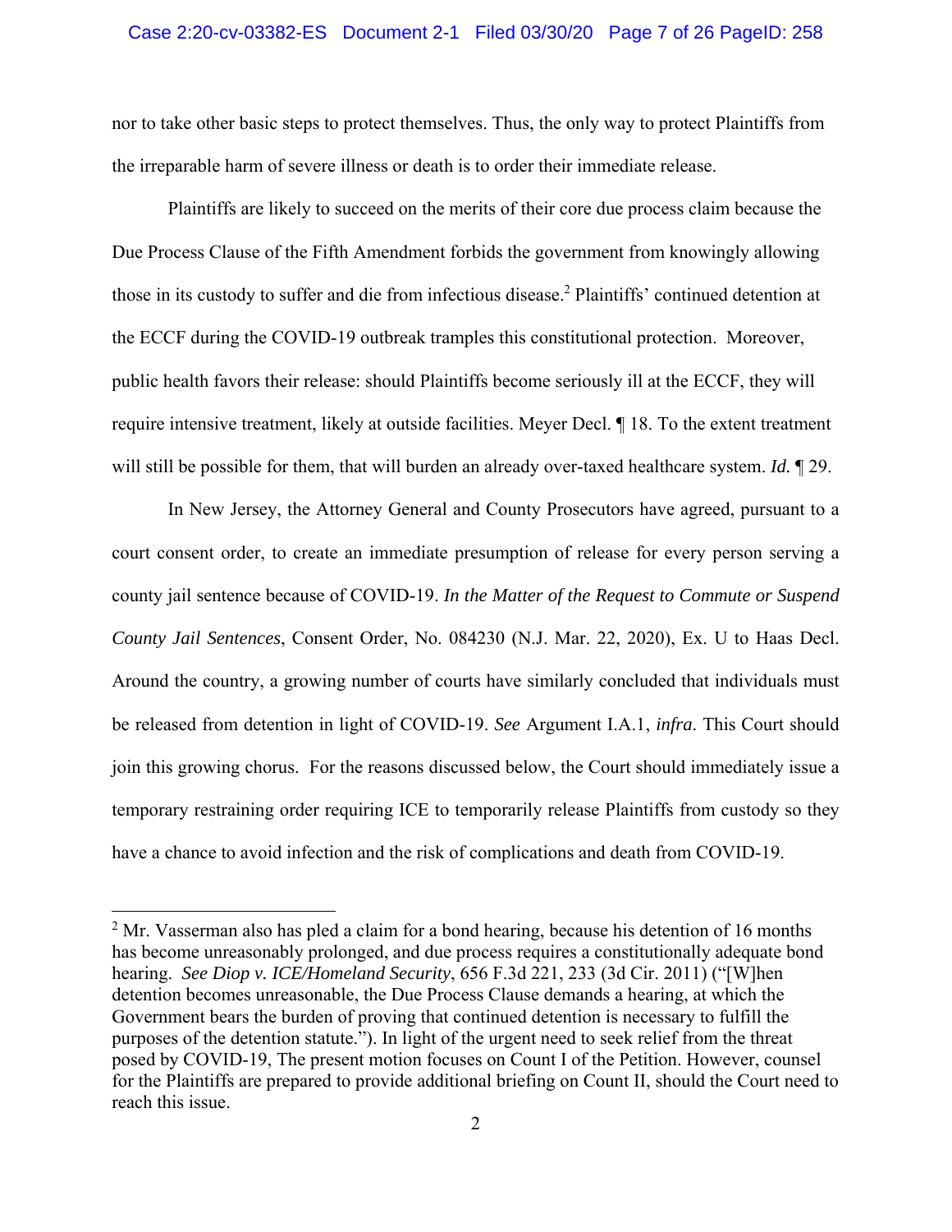nor to take other basic steps to protect themselves. Thus, the only way to protect Plaintiffs from the irreparable harm of severe illness or death is to order their immediate release.

Plaintiffs are likely to succeed on the merits of their core due process claim because the Due Process Clause of the Fifth Amendment forbids the government from knowingly allowing those in its custody to suffer and die from infectious disease.[2] Plaintiffs' continued detention at the ECCF during the COVID-19 outbreak tramples this constitutional protection. Moreover, public health favors their release: should Plaintiffs become seriously ill at the ECCF, they will require intensive treatment, likely at outside facilities. Meyer Decl. ¶ 18. To the extent treatment will still be possible for them, that will burden an already over-taxed healthcare system. *Id.* ¶ 29.

In New Jersey, the Attorney General and County Prosecutors have agreed, pursuant to a court consent order, to create an immediate presumption of release for every person serving a county jail sentence because of COVID-19. *In the Matter of the Request to Commute or Suspend County Jail Sentences*, Consent Order, No. 084230 (N.J. Mar. 22, 2020), Ex. U to Haas Decl. Around the country, a growing number of courts have similarly concluded that individuals must be released from detention in light of COVID-19. *See* Argument I.A.1, *infra*. This Court should join this growing chorus. For the reasons discussed below, the Court should immediately issue a temporary restraining order requiring ICE to temporarily release Plaintiffs from custody so they have a chance to avoid infection and the risk of complications and death from COVID-19.

---

[2] Mr. Vasserman also has pled a claim for a bond hearing, because his detention of 16 months has become unreasonably prolonged, and due process requires a constitutionally adequate bond hearing. *See Diop v. ICE/Homeland Security*, 656 F.3d 221, 233 (3d Cir. 2011) ("[W]hen detention becomes unreasonable, the Due Process Clause demands a hearing, at which the Government bears the burden of proving that continued detention is necessary to fulfill the purposes of the detention statute."). In light of the urgent need to seek relief from the threat posed by COVID-19, The present motion focuses on Count I of the Petition. However, counsel for the Plaintiffs are prepared to provide additional briefing on Count II, should the Court need to reach this issue.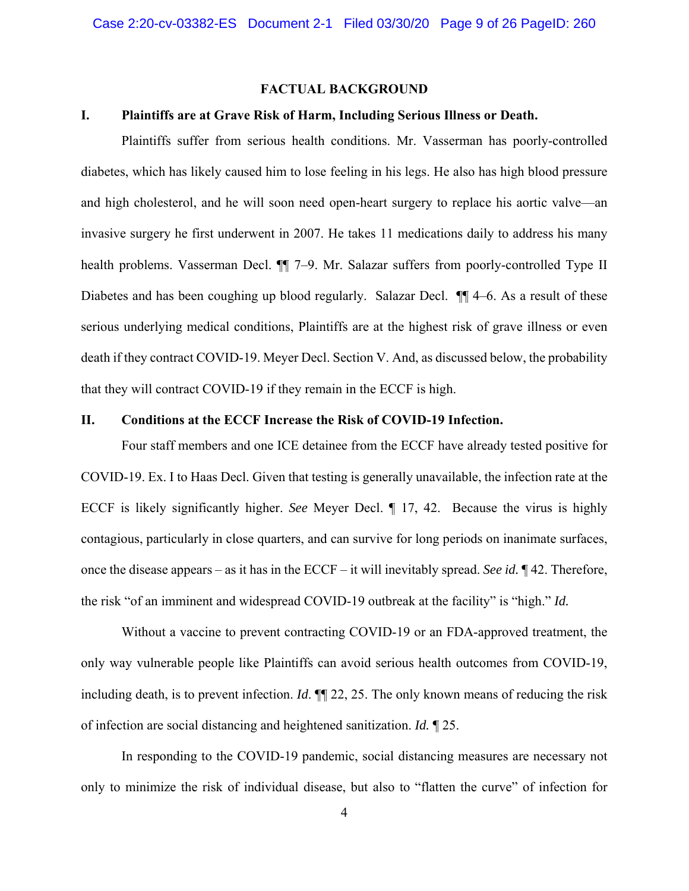## FACTUAL BACKGROUND

### I. Plaintiffs are at Grave Risk of Harm, Including Serious Illness or Death.

Plaintiffs suffer from serious health conditions. Mr. Vasserman has poorly-controlled diabetes, which has likely caused him to lose feeling in his legs. He also has high blood pressure and high cholesterol, and he will soon need open-heart surgery to replace his aortic valve—an invasive surgery he first underwent in 2007. He takes 11 medications daily to address his many health problems. Vasserman Decl. ¶¶ 7–9. Mr. Salazar suffers from poorly-controlled Type II Diabetes and has been coughing up blood regularly. Salazar Decl. ¶¶ 4–6. As a result of these serious underlying medical conditions, Plaintiffs are at the highest risk of grave illness or even death if they contract COVID-19. Meyer Decl. Section V. And, as discussed below, the probability that they will contract COVID-19 if they remain in the ECCF is high.

### II. Conditions at the ECCF Increase the Risk of COVID-19 Infection.

Four staff members and one ICE detainee from the ECCF have already tested positive for COVID-19. Ex. I to Haas Decl. Given that testing is generally unavailable, the infection rate at the ECCF is likely significantly higher. *See* Meyer Decl. ¶ 17, 42. Because the virus is highly contagious, particularly in close quarters, and can survive for long periods on inanimate surfaces, once the disease appears – as it has in the ECCF – it will inevitably spread. *See id.* ¶ 42. Therefore, the risk "of an imminent and widespread COVID-19 outbreak at the facility" is "high." *Id.*

Without a vaccine to prevent contracting COVID-19 or an FDA-approved treatment, the only way vulnerable people like Plaintiffs can avoid serious health outcomes from COVID-19, including death, is to prevent infection. *Id.* ¶¶ 22, 25. The only known means of reducing the risk of infection are social distancing and heightened sanitization. *Id.* ¶ 25.

In responding to the COVID-19 pandemic, social distancing measures are necessary not only to minimize the risk of individual disease, but also to "flatten the curve" of infection for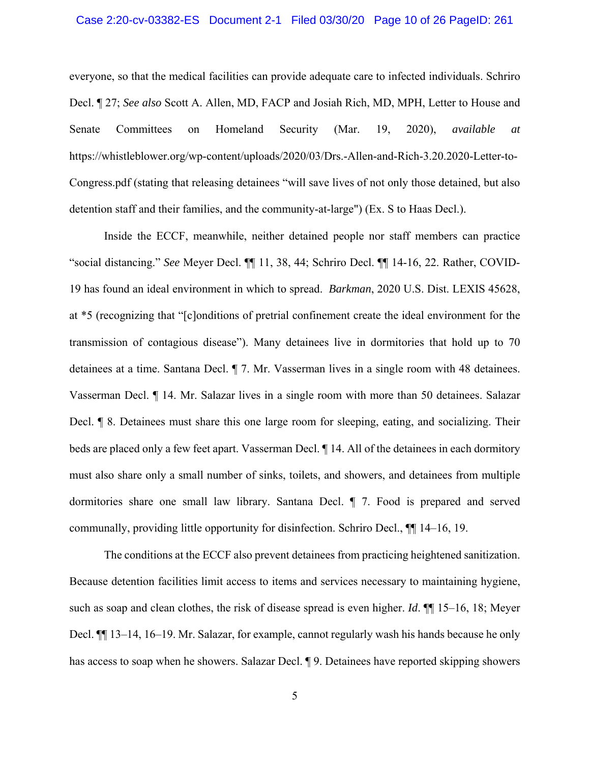everyone, so that the medical facilities can provide adequate care to infected individuals. Schriro Decl. ¶ 27; *See also* Scott A. Allen, MD, FACP and Josiah Rich, MD, MPH, Letter to House and Senate Committees on Homeland Security (Mar. 19, 2020), *available at* https://whistleblower.org/wp-content/uploads/2020/03/Drs.-Allen-and-Rich-3.20.2020-Letter-to-Congress.pdf (stating that releasing detainees "will save lives of not only those detained, but also detention staff and their families, and the community-at-large") (Ex. S to Haas Decl.).

Inside the ECCF, meanwhile, neither detained people nor staff members can practice "social distancing." *See* Meyer Decl. ¶¶ 11, 38, 44; Schriro Decl. ¶¶ 14-16, 22. Rather, COVID-19 has found an ideal environment in which to spread. *Barkman*, 2020 U.S. Dist. LEXIS 45628, at *5 (recognizing that "[c]onditions of pretrial confinement create the ideal environment for the transmission of contagious disease"). Many detainees live in dormitories that hold up to 70 detainees at a time. Santana Decl. ¶ 7. Mr. Vasserman lives in a single room with 48 detainees. Vasserman Decl. ¶ 14. Mr. Salazar lives in a single room with more than 50 detainees. Salazar Decl. ¶ 8. Detainees must share this one large room for sleeping, eating, and socializing. Their beds are placed only a few feet apart. Vasserman Decl. ¶ 14. All of the detainees in each dormitory must also share only a small number of sinks, toilets, and showers, and detainees from multiple dormitories share one small law library. Santana Decl. ¶ 7. Food is prepared and served communally, providing little opportunity for disinfection. Schriro Decl., ¶¶ 14–16, 19.

The conditions at the ECCF also prevent detainees from practicing heightened sanitization. Because detention facilities limit access to items and services necessary to maintaining hygiene, such as soap and clean clothes, the risk of disease spread is even higher. *Id*. ¶¶ 15–16, 18; Meyer Decl. ¶¶ 13–14, 16–19. Mr. Salazar, for example, cannot regularly wash his hands because he only has access to soap when he showers. Salazar Decl. ¶ 9. Detainees have reported skipping showers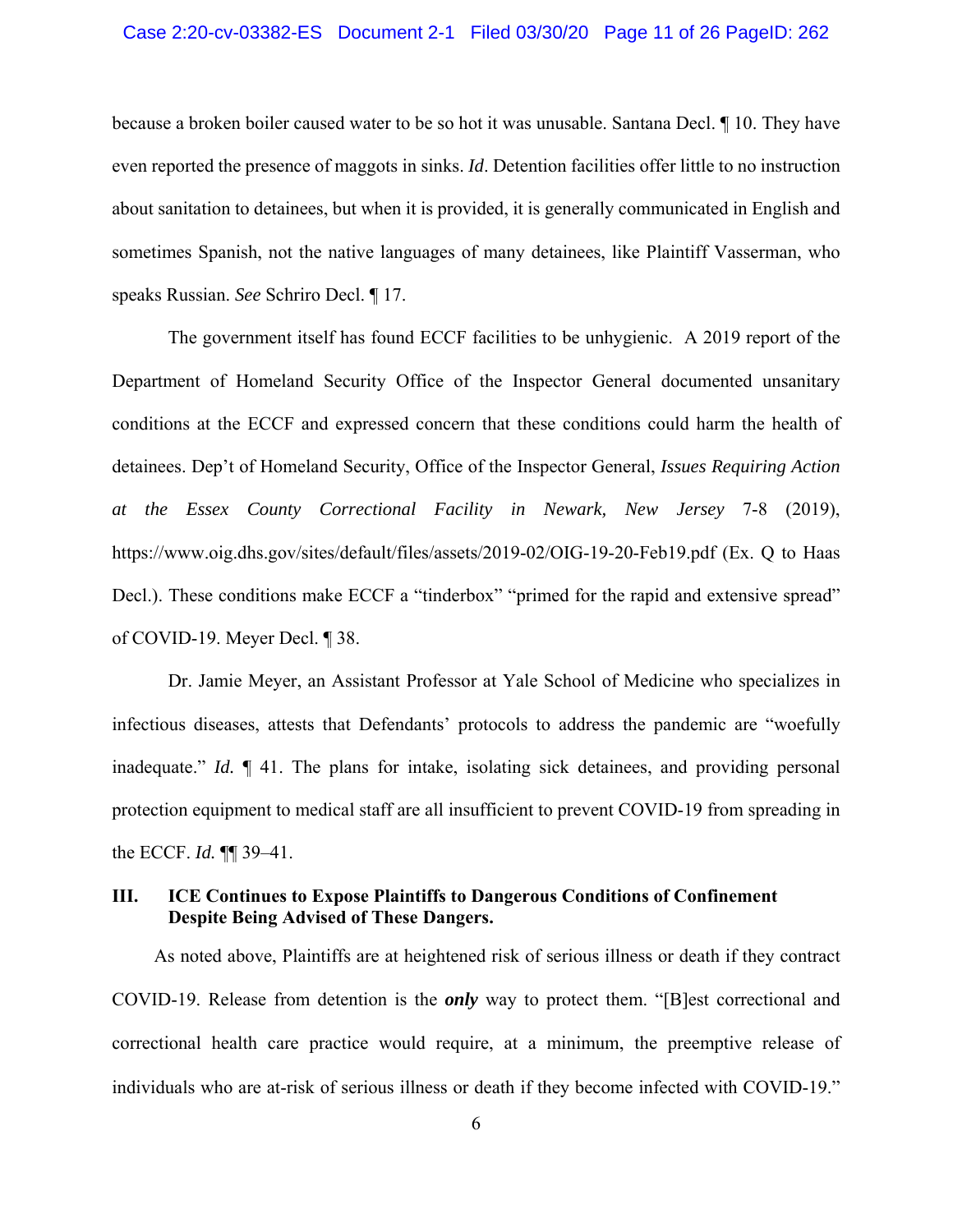because a broken boiler caused water to be so hot it was unusable. Santana Decl. ¶ 10. They have even reported the presence of maggots in sinks. *Id*. Detention facilities offer little to no instruction about sanitation to detainees, but when it is provided, it is generally communicated in English and sometimes Spanish, not the native languages of many detainees, like Plaintiff Vasserman, who speaks Russian. *See* Schriro Decl. ¶ 17.

The government itself has found ECCF facilities to be unhygienic. A 2019 report of the Department of Homeland Security Office of the Inspector General documented unsanitary conditions at the ECCF and expressed concern that these conditions could harm the health of detainees. Dep't of Homeland Security, Office of the Inspector General, *Issues Requiring Action at the Essex County Correctional Facility in Newark, New Jersey* 7-8 (2019), https://www.oig.dhs.gov/sites/default/files/assets/2019-02/OIG-19-20-Feb19.pdf (Ex. Q to Haas Decl.). These conditions make ECCF a "tinderbox" "primed for the rapid and extensive spread" of COVID-19. Meyer Decl. ¶ 38.

Dr. Jamie Meyer, an Assistant Professor at Yale School of Medicine who specializes in infectious diseases, attests that Defendants' protocols to address the pandemic are "woefully inadequate." *Id.* ¶ 41. The plans for intake, isolating sick detainees, and providing personal protection equipment to medical staff are all insufficient to prevent COVID-19 from spreading in the ECCF. *Id.* ¶¶ 39–41.

## III. ICE Continues to Expose Plaintiffs to Dangerous Conditions of Confinement Despite Being Advised of These Dangers.

As noted above, Plaintiffs are at heightened risk of serious illness or death if they contract COVID-19. Release from detention is the ***only*** way to protect them. "[B]est correctional and correctional health care practice would require, at a minimum, the preemptive release of individuals who are at-risk of serious illness or death if they become infected with COVID-19."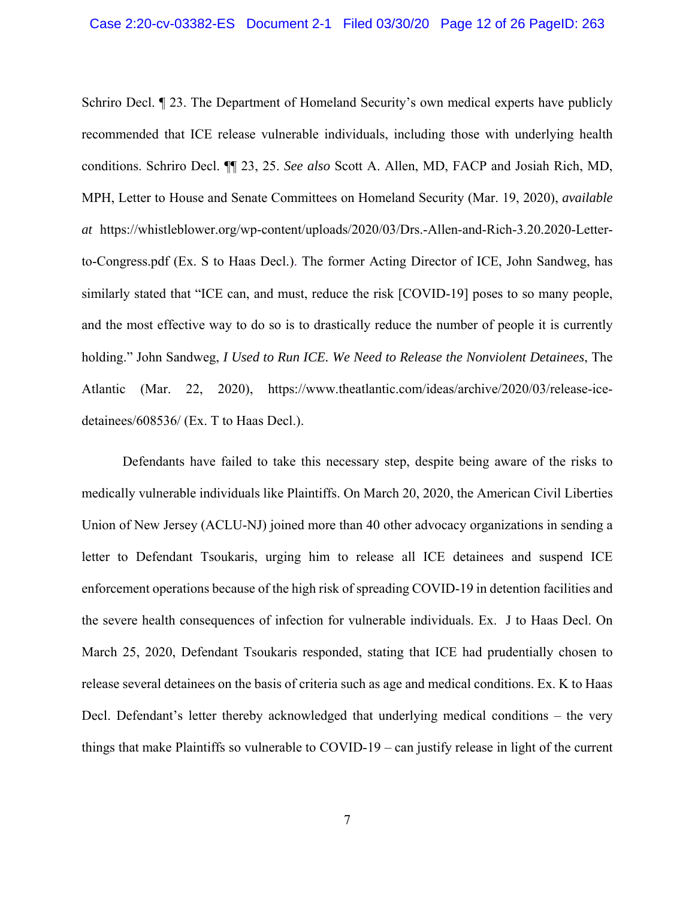Schriro Decl. ¶ 23. The Department of Homeland Security's own medical experts have publicly recommended that ICE release vulnerable individuals, including those with underlying health conditions. Schriro Decl. ¶¶ 23, 25. *See also* Scott A. Allen, MD, FACP and Josiah Rich, MD, MPH, Letter to House and Senate Committees on Homeland Security (Mar. 19, 2020), *available at* https://whistleblower.org/wp-content/uploads/2020/03/Drs.-Allen-and-Rich-3.20.2020-Letter-to-Congress.pdf (Ex. S to Haas Decl.). The former Acting Director of ICE, John Sandweg, has similarly stated that "ICE can, and must, reduce the risk [COVID-19] poses to so many people, and the most effective way to do so is to drastically reduce the number of people it is currently holding." John Sandweg, *I Used to Run ICE. We Need to Release the Nonviolent Detainees*, The Atlantic (Mar. 22, 2020), https://www.theatlantic.com/ideas/archive/2020/03/release-ice-detainees/608536/ (Ex. T to Haas Decl.).

Defendants have failed to take this necessary step, despite being aware of the risks to medically vulnerable individuals like Plaintiffs. On March 20, 2020, the American Civil Liberties Union of New Jersey (ACLU-NJ) joined more than 40 other advocacy organizations in sending a letter to Defendant Tsoukaris, urging him to release all ICE detainees and suspend ICE enforcement operations because of the high risk of spreading COVID-19 in detention facilities and the severe health consequences of infection for vulnerable individuals. Ex. J to Haas Decl. On March 25, 2020, Defendant Tsoukaris responded, stating that ICE had prudentially chosen to release several detainees on the basis of criteria such as age and medical conditions. Ex. K to Haas Decl. Defendant's letter thereby acknowledged that underlying medical conditions – the very things that make Plaintiffs so vulnerable to COVID-19 – can justify release in light of the current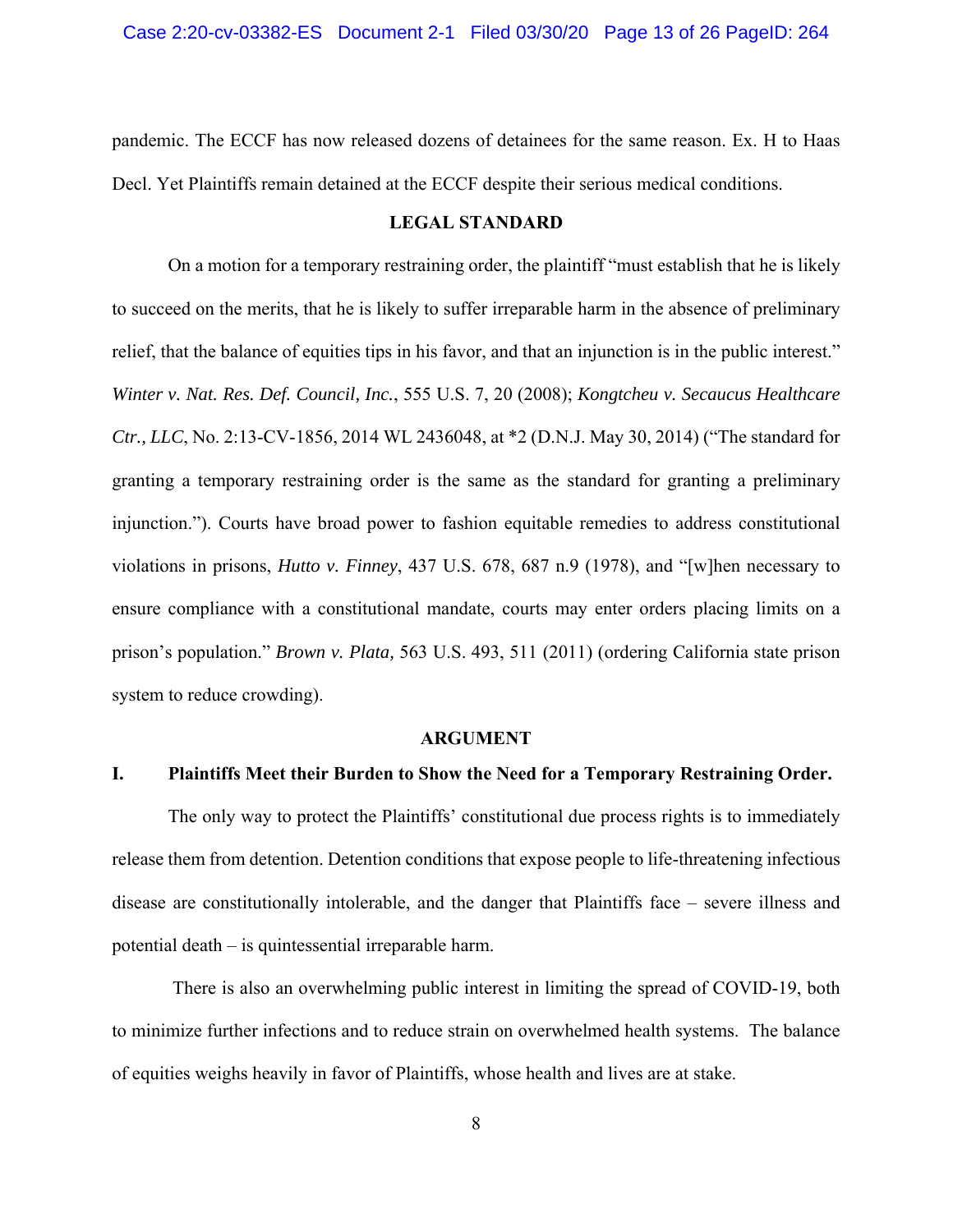pandemic. The ECCF has now released dozens of detainees for the same reason. Ex. H to Haas Decl. Yet Plaintiffs remain detained at the ECCF despite their serious medical conditions.

## LEGAL STANDARD

On a motion for a temporary restraining order, the plaintiff "must establish that he is likely to succeed on the merits, that he is likely to suffer irreparable harm in the absence of preliminary relief, that the balance of equities tips in his favor, and that an injunction is in the public interest." *Winter v. Nat. Res. Def. Council, Inc.*, 555 U.S. 7, 20 (2008); *Kongtcheu v. Secaucus Healthcare Ctr., LLC*, No. 2:13-CV-1856, 2014 WL 2436048, at *2 (D.N.J. May 30, 2014) ("The standard for granting a temporary restraining order is the same as the standard for granting a preliminary injunction."). Courts have broad power to fashion equitable remedies to address constitutional violations in prisons, *Hutto v. Finney*, 437 U.S. 678, 687 n.9 (1978), and "[w]hen necessary to ensure compliance with a constitutional mandate, courts may enter orders placing limits on a prison's population." *Brown v. Plata,* 563 U.S. 493, 511 (2011) (ordering California state prison system to reduce crowding).

## ARGUMENT

### I. Plaintiffs Meet their Burden to Show the Need for a Temporary Restraining Order.

The only way to protect the Plaintiffs' constitutional due process rights is to immediately release them from detention. Detention conditions that expose people to life-threatening infectious disease are constitutionally intolerable, and the danger that Plaintiffs face – severe illness and potential death – is quintessential irreparable harm.

There is also an overwhelming public interest in limiting the spread of COVID-19, both to minimize further infections and to reduce strain on overwhelmed health systems. The balance of equities weighs heavily in favor of Plaintiffs, whose health and lives are at stake.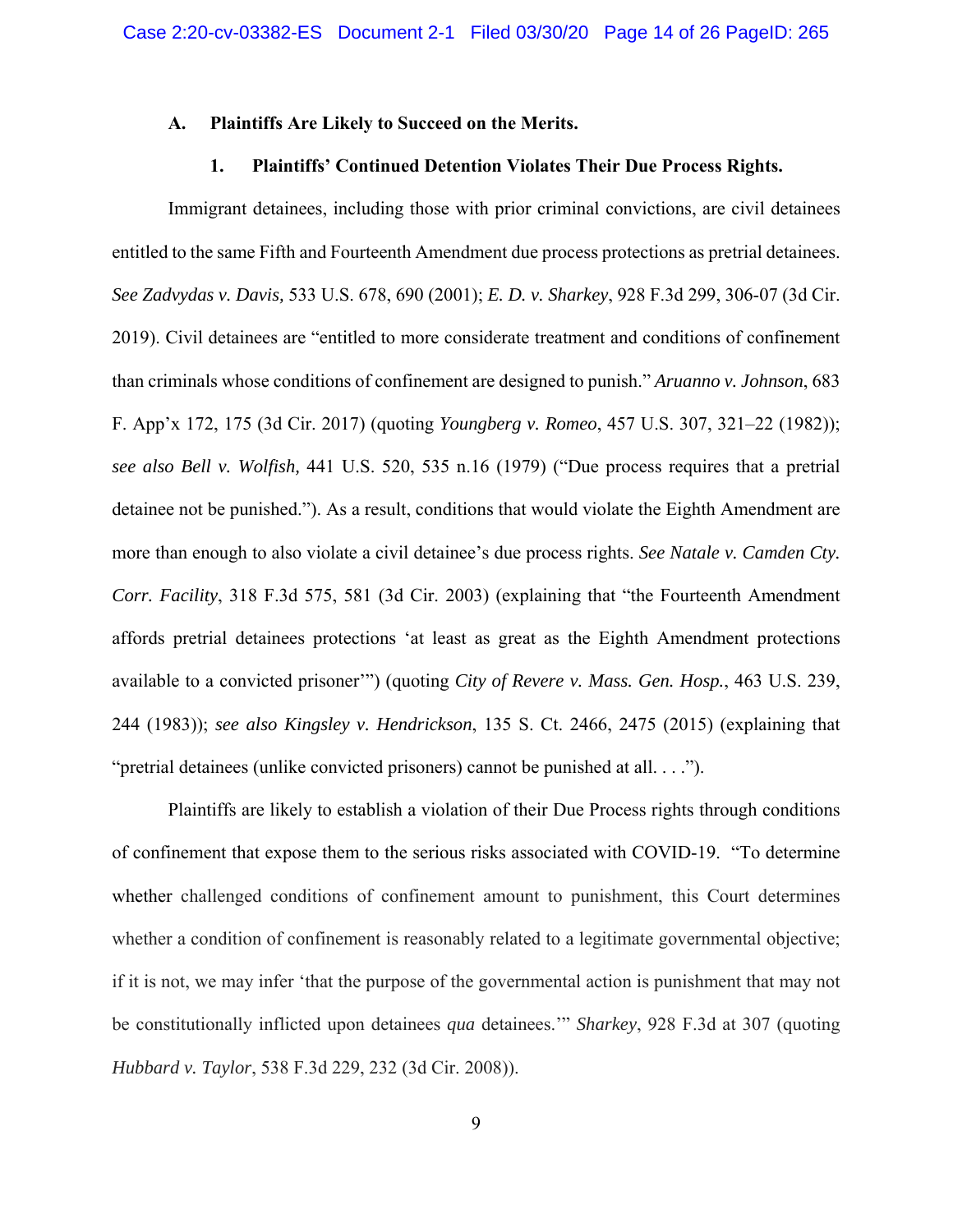### A. Plaintiffs Are Likely to Succeed on the Merits.

#### 1. Plaintiffs' Continued Detention Violates Their Due Process Rights.

Immigrant detainees, including those with prior criminal convictions, are civil detainees entitled to the same Fifth and Fourteenth Amendment due process protections as pretrial detainees. *See Zadvydas v. Davis,* 533 U.S. 678, 690 (2001); *E. D. v. Sharkey*, 928 F.3d 299, 306-07 (3d Cir. 2019). Civil detainees are "entitled to more considerate treatment and conditions of confinement than criminals whose conditions of confinement are designed to punish." *Aruanno v. Johnson*, 683 F. App'x 172, 175 (3d Cir. 2017) (quoting *Youngberg v. Romeo*, 457 U.S. 307, 321–22 (1982)); *see also Bell v. Wolfish*, 441 U.S. 520, 535 n.16 (1979) ("Due process requires that a pretrial detainee not be punished."). As a result, conditions that would violate the Eighth Amendment are more than enough to also violate a civil detainee's due process rights. *See Natale v. Camden Cty. Corr. Facility*, 318 F.3d 575, 581 (3d Cir. 2003) (explaining that "the Fourteenth Amendment affords pretrial detainees protections 'at least as great as the Eighth Amendment protections available to a convicted prisoner'") (quoting *City of Revere v. Mass. Gen. Hosp.*, 463 U.S. 239, 244 (1983)); *see also Kingsley v. Hendrickson*, 135 S. Ct. 2466, 2475 (2015) (explaining that "pretrial detainees (unlike convicted prisoners) cannot be punished at all. . . .").

Plaintiffs are likely to establish a violation of their Due Process rights through conditions of confinement that expose them to the serious risks associated with COVID-19. "To determine whether challenged conditions of confinement amount to punishment, this Court determines whether a condition of confinement is reasonably related to a legitimate governmental objective; if it is not, we may infer 'that the purpose of the governmental action is punishment that may not be constitutionally inflicted upon detainees *qua* detainees.'" *Sharkey*, 928 F.3d at 307 (quoting *Hubbard v. Taylor*, 538 F.3d 229, 232 (3d Cir. 2008)).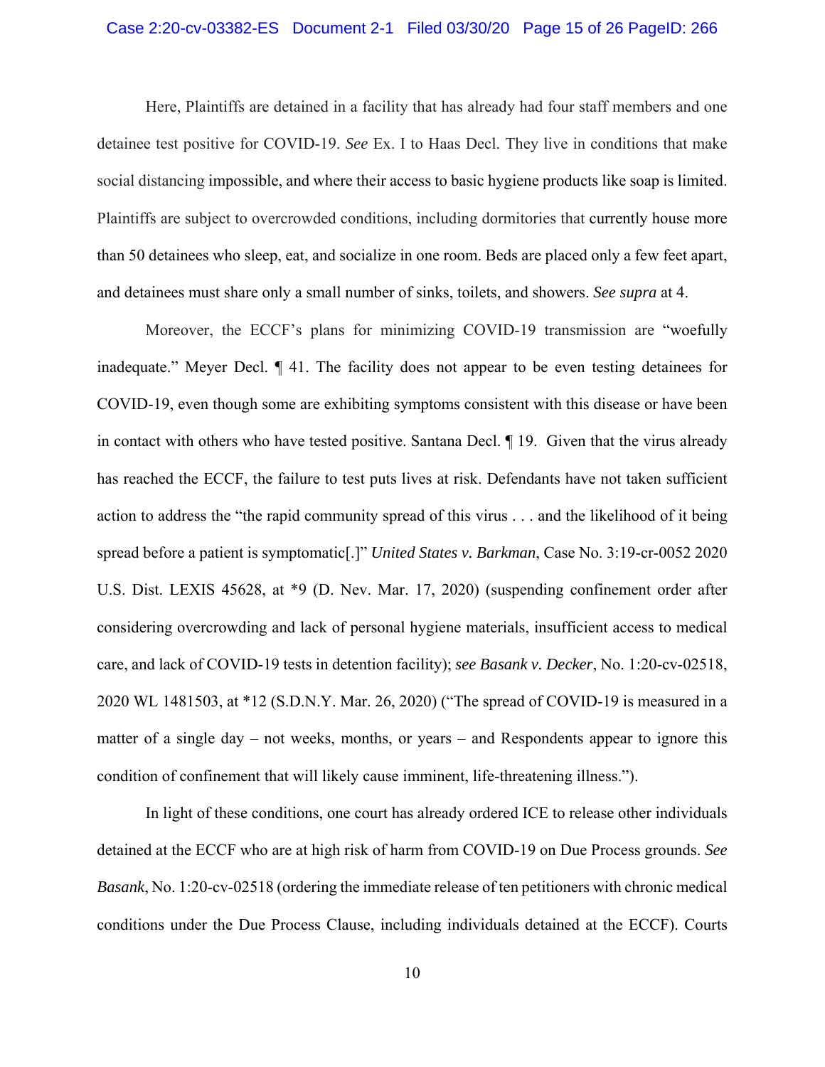Here, Plaintiffs are detained in a facility that has already had four staff members and one detainee test positive for COVID-19. *See* Ex. I to Haas Decl. They live in conditions that make social distancing impossible, and where their access to basic hygiene products like soap is limited. Plaintiffs are subject to overcrowded conditions, including dormitories that currently house more than 50 detainees who sleep, eat, and socialize in one room. Beds are placed only a few feet apart, and detainees must share only a small number of sinks, toilets, and showers. *See supra* at 4.

Moreover, the ECCF's plans for minimizing COVID-19 transmission are "woefully inadequate." Meyer Decl. ¶ 41. The facility does not appear to be even testing detainees for COVID-19, even though some are exhibiting symptoms consistent with this disease or have been in contact with others who have tested positive. Santana Decl. ¶ 19. Given that the virus already has reached the ECCF, the failure to test puts lives at risk. Defendants have not taken sufficient action to address the "the rapid community spread of this virus . . . and the likelihood of it being spread before a patient is symptomatic[.]" *United States v. Barkman*, Case No. 3:19-cr-0052 2020 U.S. Dist. LEXIS 45628, at *9 (D. Nev. Mar. 17, 2020) (suspending confinement order after considering overcrowding and lack of personal hygiene materials, insufficient access to medical care, and lack of COVID-19 tests in detention facility); *see Basank v. Decker*, No. 1:20-cv-02518, 2020 WL 1481503, at *12 (S.D.N.Y. Mar. 26, 2020) ("The spread of COVID-19 is measured in a matter of a single day – not weeks, months, or years – and Respondents appear to ignore this condition of confinement that will likely cause imminent, life-threatening illness.").

In light of these conditions, one court has already ordered ICE to release other individuals detained at the ECCF who are at high risk of harm from COVID-19 on Due Process grounds. *See Basank*, No. 1:20-cv-02518 (ordering the immediate release of ten petitioners with chronic medical conditions under the Due Process Clause, including individuals detained at the ECCF). Courts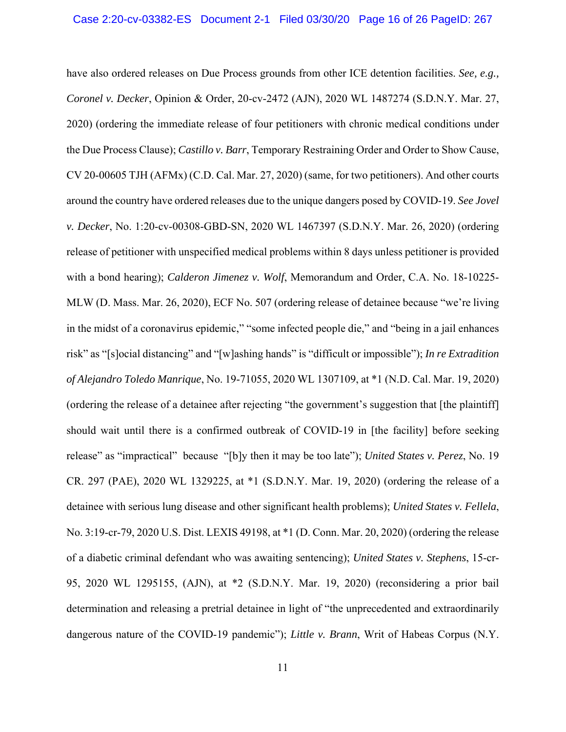have also ordered releases on Due Process grounds from other ICE detention facilities. *See, e.g., Coronel v. Decker*, Opinion & Order, 20-cv-2472 (AJN), 2020 WL 1487274 (S.D.N.Y. Mar. 27, 2020) (ordering the immediate release of four petitioners with chronic medical conditions under the Due Process Clause); *Castillo v. Barr*, Temporary Restraining Order and Order to Show Cause, CV 20-00605 TJH (AFMx) (C.D. Cal. Mar. 27, 2020) (same, for two petitioners). And other courts around the country have ordered releases due to the unique dangers posed by COVID-19. *See Jovel v. Decker*, No. 1:20-cv-00308-GBD-SN, 2020 WL 1467397 (S.D.N.Y. Mar. 26, 2020) (ordering release of petitioner with unspecified medical problems within 8 days unless petitioner is provided with a bond hearing); *Calderon Jimenez v. Wolf*, Memorandum and Order, C.A. No. 18-10225-MLW (D. Mass. Mar. 26, 2020), ECF No. 507 (ordering release of detainee because "we're living in the midst of a coronavirus epidemic," "some infected people die," and "being in a jail enhances risk" as "[s]ocial distancing" and "[w]ashing hands" is "difficult or impossible"); *In re Extradition of Alejandro Toledo Manrique*, No. 19-71055, 2020 WL 1307109, at *1 (N.D. Cal. Mar. 19, 2020) (ordering the release of a detainee after rejecting "the government's suggestion that [the plaintiff] should wait until there is a confirmed outbreak of COVID-19 in [the facility] before seeking release" as "impractical" because "[b]y then it may be too late"); *United States v. Perez*, No. 19 CR. 297 (PAE), 2020 WL 1329225, at *1 (S.D.N.Y. Mar. 19, 2020) (ordering the release of a detainee with serious lung disease and other significant health problems); *United States v. Fellela*, No. 3:19-cr-79, 2020 U.S. Dist. LEXIS 49198, at *1 (D. Conn. Mar. 20, 2020) (ordering the release of a diabetic criminal defendant who was awaiting sentencing); *United States v. Stephens*, 15-cr-95, 2020 WL 1295155, (AJN), at *2 (S.D.N.Y. Mar. 19, 2020) (reconsidering a prior bail determination and releasing a pretrial detainee in light of "the unprecedented and extraordinarily dangerous nature of the COVID-19 pandemic"); *Little v. Brann*, Writ of Habeas Corpus (N.Y.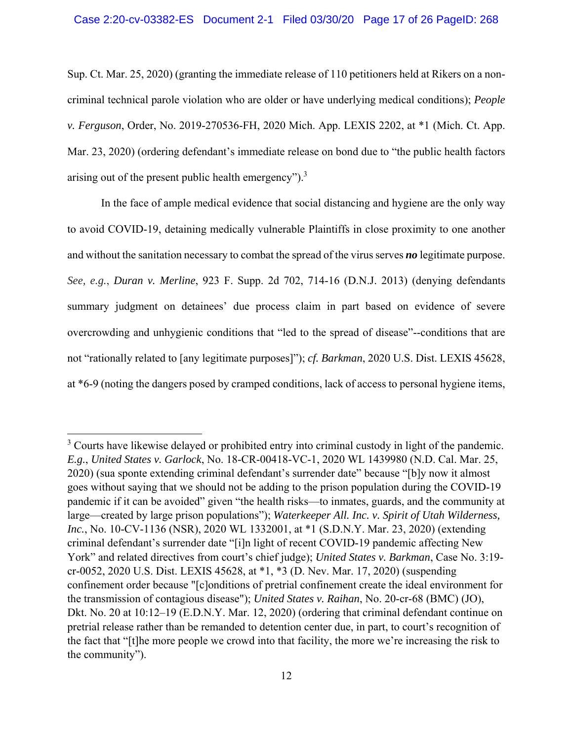Sup. Ct. Mar. 25, 2020) (granting the immediate release of 110 petitioners held at Rikers on a non-criminal technical parole violation who are older or have underlying medical conditions); *People v. Ferguson*, Order, No. 2019-270536-FH, 2020 Mich. App. LEXIS 2202, at *1 (Mich. Ct. App. Mar. 23, 2020) (ordering defendant's immediate release on bond due to "the public health factors arising out of the present public health emergency").[3]

In the face of ample medical evidence that social distancing and hygiene are the only way to avoid COVID-19, detaining medically vulnerable Plaintiffs in close proximity to one another and without the sanitation necessary to combat the spread of the virus serves ***no*** legitimate purpose. *See, e.g.*, *Duran v. Merline*, 923 F. Supp. 2d 702, 714-16 (D.N.J. 2013) (denying defendants summary judgment on detainees' due process claim in part based on evidence of severe overcrowding and unhygienic conditions that "led to the spread of disease"--conditions that are not "rationally related to [any legitimate purposes]"); ***cf.*** *Barkman*, 2020 U.S. Dist. LEXIS 45628, at *6-9 (noting the dangers posed by cramped conditions, lack of access to personal hygiene items,

---

[3] Courts have likewise delayed or prohibited entry into criminal custody in light of the pandemic. *E.g.*, *United States v. Garlock*, No. 18-CR-00418-VC-1, 2020 WL 1439980 (N.D. Cal. Mar. 25, 2020) (sua sponte extending criminal defendant's surrender date" because "[b]y now it almost goes without saying that we should not be adding to the prison population during the COVID-19 pandemic if it can be avoided" given "the health risks—to inmates, guards, and the community at large—created by large prison populations"); *Waterkeeper All. Inc. v. Spirit of Utah Wilderness, Inc.*, No. 10-CV-1136 (NSR), 2020 WL 1332001, at *1 (S.D.N.Y. Mar. 23, 2020) (extending criminal defendant's surrender date "[i]n light of recent COVID-19 pandemic affecting New York" and related directives from court's chief judge); *United States v. Barkman*, Case No. 3:19-cr-0052, 2020 U.S. Dist. LEXIS 45628, at *1, *3 (D. Nev. Mar. 17, 2020) (suspending confinement order because "[c]onditions of pretrial confinement create the ideal environment for the transmission of contagious disease"); *United States v. Raihan*, No. 20-cr-68 (BMC) (JO), Dkt. No. 20 at 10:12–19 (E.D.N.Y. Mar. 12, 2020) (ordering that criminal defendant continue on pretrial release rather than be remanded to detention center due, in part, to court's recognition of the fact that "[t]he more people we crowd into that facility, the more we're increasing the risk to the community").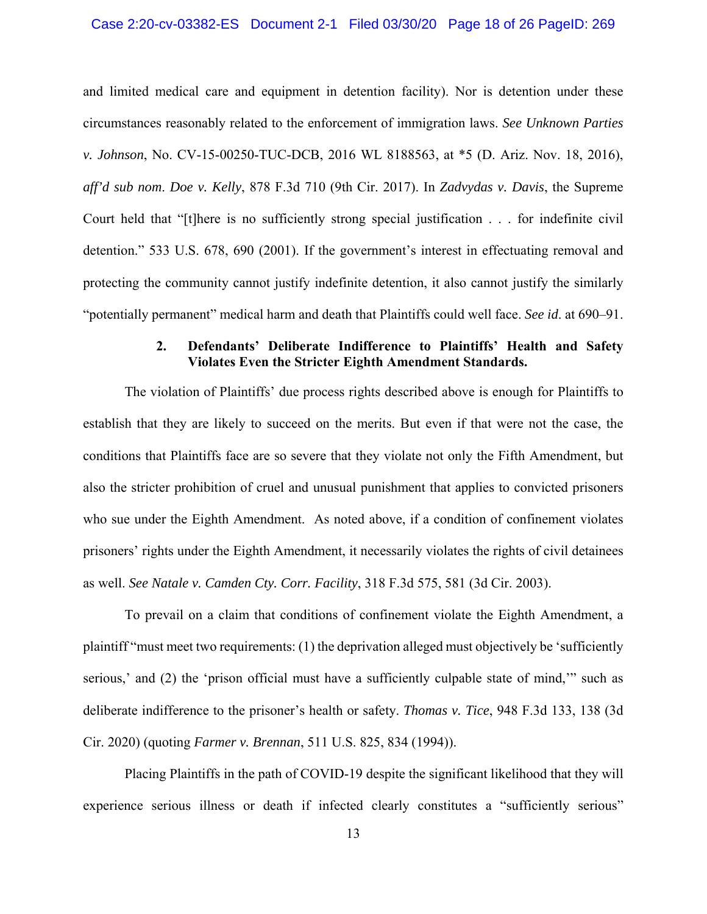and limited medical care and equipment in detention facility). Nor is detention under these circumstances reasonably related to the enforcement of immigration laws. *See Unknown Parties v. Johnson*, No. CV-15-00250-TUC-DCB, 2016 WL 8188563, at *5 (D. Ariz. Nov. 18, 2016), *aff'd sub nom*. *Doe v. Kelly*, 878 F.3d 710 (9th Cir. 2017). In *Zadvydas v. Davis*, the Supreme Court held that "[t]here is no sufficiently strong special justification . . . for indefinite civil detention." 533 U.S. 678, 690 (2001). If the government's interest in effectuating removal and protecting the community cannot justify indefinite detention, it also cannot justify the similarly "potentially permanent" medical harm and death that Plaintiffs could well face. *See id*. at 690–91.

#### 2. Defendants' Deliberate Indifference to Plaintiffs' Health and Safety Violates Even the Stricter Eighth Amendment Standards.

The violation of Plaintiffs' due process rights described above is enough for Plaintiffs to establish that they are likely to succeed on the merits. But even if that were not the case, the conditions that Plaintiffs face are so severe that they violate not only the Fifth Amendment, but also the stricter prohibition of cruel and unusual punishment that applies to convicted prisoners who sue under the Eighth Amendment. As noted above, if a condition of confinement violates prisoners' rights under the Eighth Amendment, it necessarily violates the rights of civil detainees as well. *See Natale v. Camden Cty. Corr. Facility*, 318 F.3d 575, 581 (3d Cir. 2003).

To prevail on a claim that conditions of confinement violate the Eighth Amendment, a plaintiff "must meet two requirements: (1) the deprivation alleged must objectively be 'sufficiently serious,' and (2) the 'prison official must have a sufficiently culpable state of mind,'" such as deliberate indifference to the prisoner's health or safety. *Thomas v. Tice*, 948 F.3d 133, 138 (3d Cir. 2020) (quoting *Farmer v. Brennan*, 511 U.S. 825, 834 (1994)).

Placing Plaintiffs in the path of COVID-19 despite the significant likelihood that they will experience serious illness or death if infected clearly constitutes a "sufficiently serious"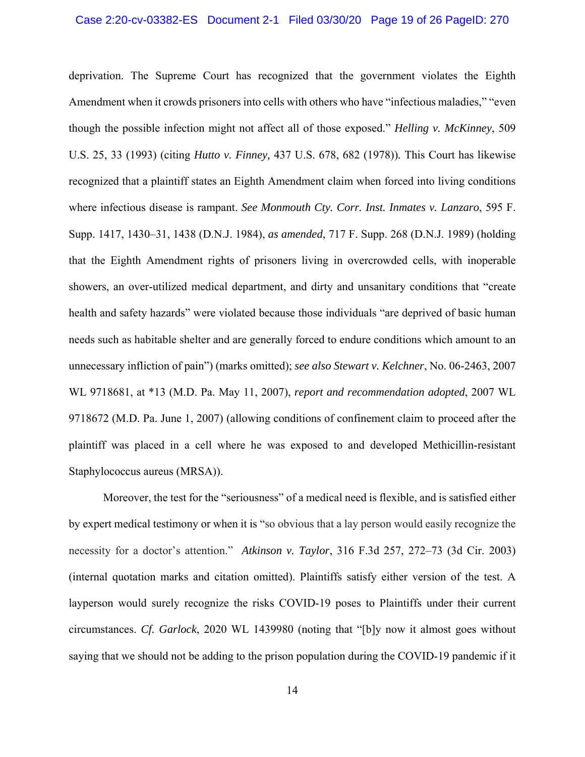deprivation. The Supreme Court has recognized that the government violates the Eighth Amendment when it crowds prisoners into cells with others who have "infectious maladies," "even though the possible infection might not affect all of those exposed." *Helling v. McKinney*, 509 U.S. 25, 33 (1993) (citing *Hutto v. Finney,* 437 U.S. 678, 682 (1978)). This Court has likewise recognized that a plaintiff states an Eighth Amendment claim when forced into living conditions where infectious disease is rampant. *See Monmouth Cty. Corr. Inst. Inmates v. Lanzaro*, 595 F. Supp. 1417, 1430–31, 1438 (D.N.J. 1984), *as amended*, 717 F. Supp. 268 (D.N.J. 1989) (holding that the Eighth Amendment rights of prisoners living in overcrowded cells, with inoperable showers, an over-utilized medical department, and dirty and unsanitary conditions that "create health and safety hazards" were violated because those individuals "are deprived of basic human needs such as habitable shelter and are generally forced to endure conditions which amount to an unnecessary infliction of pain") (marks omitted); *see also Stewart v. Kelchner*, No. 06-2463, 2007 WL 9718681, at *13 (M.D. Pa. May 11, 2007), *report and recommendation adopted*, 2007 WL 9718672 (M.D. Pa. June 1, 2007) (allowing conditions of confinement claim to proceed after the plaintiff was placed in a cell where he was exposed to and developed Methicillin-resistant Staphylococcus aureus (MRSA)).

Moreover, the test for the "seriousness" of a medical need is flexible, and is satisfied either by expert medical testimony or when it is "so obvious that a lay person would easily recognize the necessity for a doctor's attention." *Atkinson v. Taylor*, 316 F.3d 257, 272–73 (3d Cir. 2003) (internal quotation marks and citation omitted). Plaintiffs satisfy either version of the test. A layperson would surely recognize the risks COVID-19 poses to Plaintiffs under their current circumstances. *Cf. Garlock*, 2020 WL 1439980 (noting that "[b]y now it almost goes without saying that we should not be adding to the prison population during the COVID-19 pandemic if it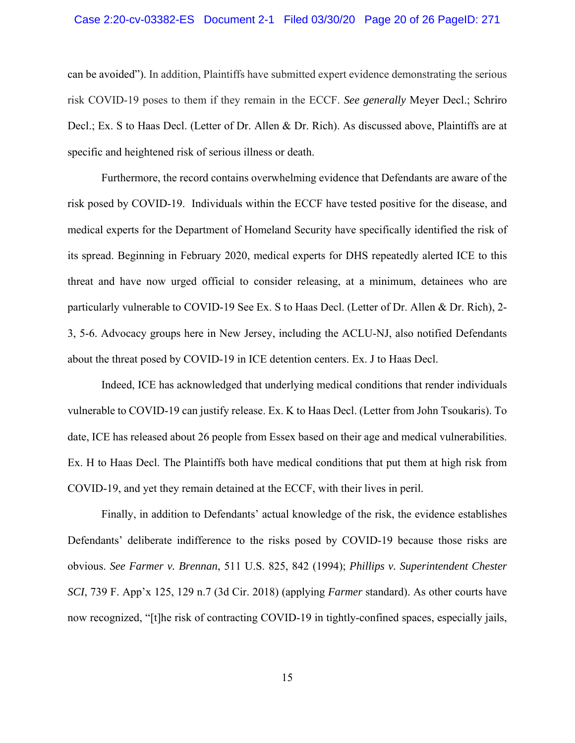can be avoided"). In addition, Plaintiffs have submitted expert evidence demonstrating the serious risk COVID-19 poses to them if they remain in the ECCF. *See generally* Meyer Decl.; Schriro Decl.; Ex. S to Haas Decl. (Letter of Dr. Allen & Dr. Rich). As discussed above, Plaintiffs are at specific and heightened risk of serious illness or death.

Furthermore, the record contains overwhelming evidence that Defendants are aware of the risk posed by COVID-19. Individuals within the ECCF have tested positive for the disease, and medical experts for the Department of Homeland Security have specifically identified the risk of its spread. Beginning in February 2020, medical experts for DHS repeatedly alerted ICE to this threat and have now urged official to consider releasing, at a minimum, detainees who are particularly vulnerable to COVID-19 See Ex. S to Haas Decl. (Letter of Dr. Allen & Dr. Rich), 2-3, 5-6. Advocacy groups here in New Jersey, including the ACLU-NJ, also notified Defendants about the threat posed by COVID-19 in ICE detention centers. Ex. J to Haas Decl.

Indeed, ICE has acknowledged that underlying medical conditions that render individuals vulnerable to COVID-19 can justify release. Ex. K to Haas Decl. (Letter from John Tsoukaris). To date, ICE has released about 26 people from Essex based on their age and medical vulnerabilities. Ex. H to Haas Decl. The Plaintiffs both have medical conditions that put them at high risk from COVID-19, and yet they remain detained at the ECCF, with their lives in peril.

Finally, in addition to Defendants' actual knowledge of the risk, the evidence establishes Defendants' deliberate indifference to the risks posed by COVID-19 because those risks are obvious. *See Farmer v. Brennan*, 511 U.S. 825, 842 (1994); *Phillips v. Superintendent Chester SCI*, 739 F. App'x 125, 129 n.7 (3d Cir. 2018) (applying *Farmer* standard). As other courts have now recognized, "[t]he risk of contracting COVID-19 in tightly-confined spaces, especially jails,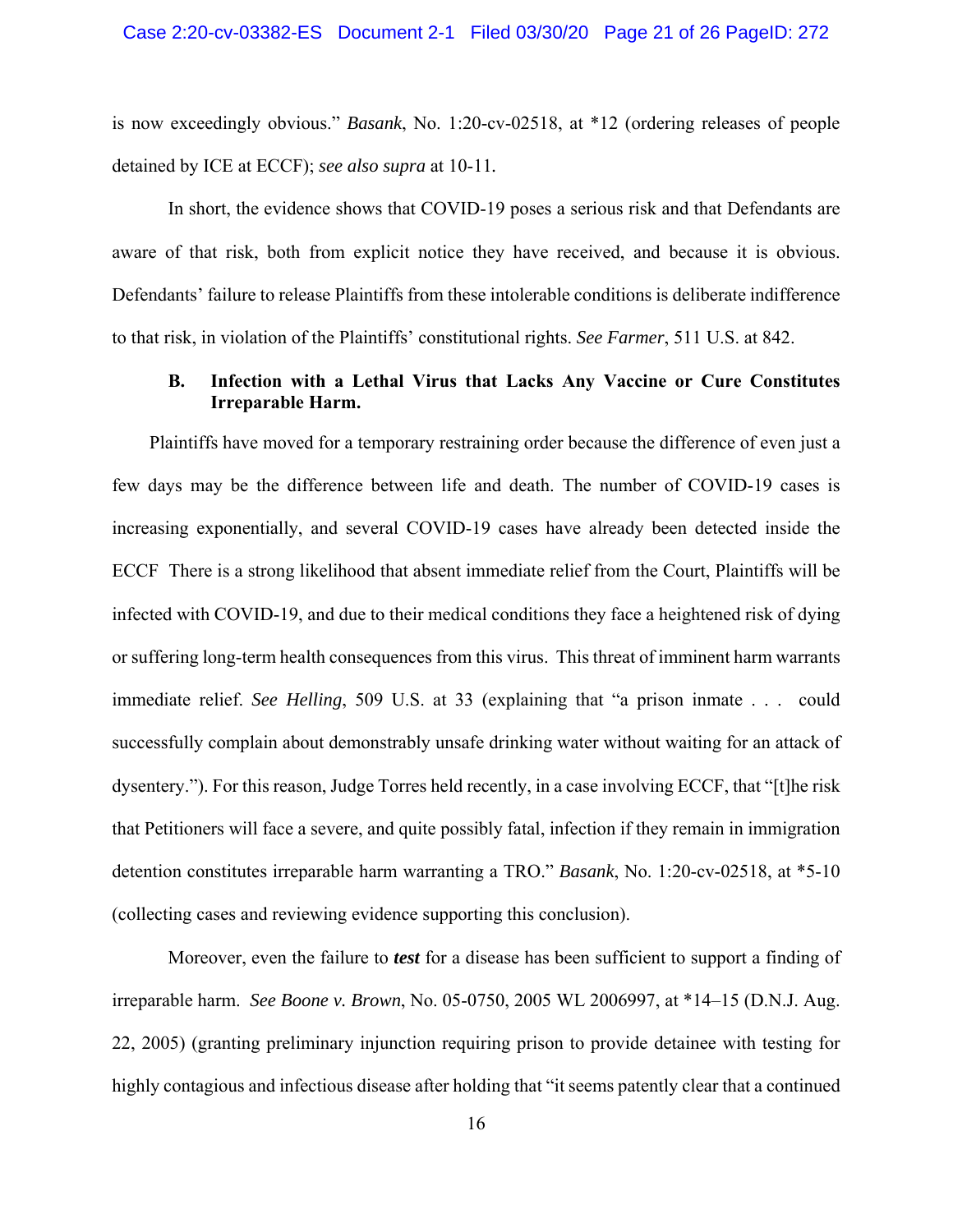is now exceedingly obvious." *Basank*, No. 1:20-cv-02518, at *12 (ordering releases of people detained by ICE at ECCF); *see also supra* at 10-11.

In short, the evidence shows that COVID-19 poses a serious risk and that Defendants are aware of that risk, both from explicit notice they have received, and because it is obvious. Defendants' failure to release Plaintiffs from these intolerable conditions is deliberate indifference to that risk, in violation of the Plaintiffs' constitutional rights. *See Farmer*, 511 U.S. at 842.

### B. Infection with a Lethal Virus that Lacks Any Vaccine or Cure Constitutes Irreparable Harm.

Plaintiffs have moved for a temporary restraining order because the difference of even just a few days may be the difference between life and death. The number of COVID-19 cases is increasing exponentially, and several COVID-19 cases have already been detected inside the ECCF There is a strong likelihood that absent immediate relief from the Court, Plaintiffs will be infected with COVID-19, and due to their medical conditions they face a heightened risk of dying or suffering long-term health consequences from this virus. This threat of imminent harm warrants immediate relief. *See Helling*, 509 U.S. at 33 (explaining that "a prison inmate . . . could successfully complain about demonstrably unsafe drinking water without waiting for an attack of dysentery."). For this reason, Judge Torres held recently, in a case involving ECCF, that "[t]he risk that Petitioners will face a severe, and quite possibly fatal, infection if they remain in immigration detention constitutes irreparable harm warranting a TRO." *Basank*, No. 1:20-cv-02518, at *5-10 (collecting cases and reviewing evidence supporting this conclusion).

Moreover, even the failure to ***test*** for a disease has been sufficient to support a finding of irreparable harm. *See Boone v. Brown*, No. 05-0750, 2005 WL 2006997, at *14–15 (D.N.J. Aug. 22, 2005) (granting preliminary injunction requiring prison to provide detainee with testing for highly contagious and infectious disease after holding that "it seems patently clear that a continued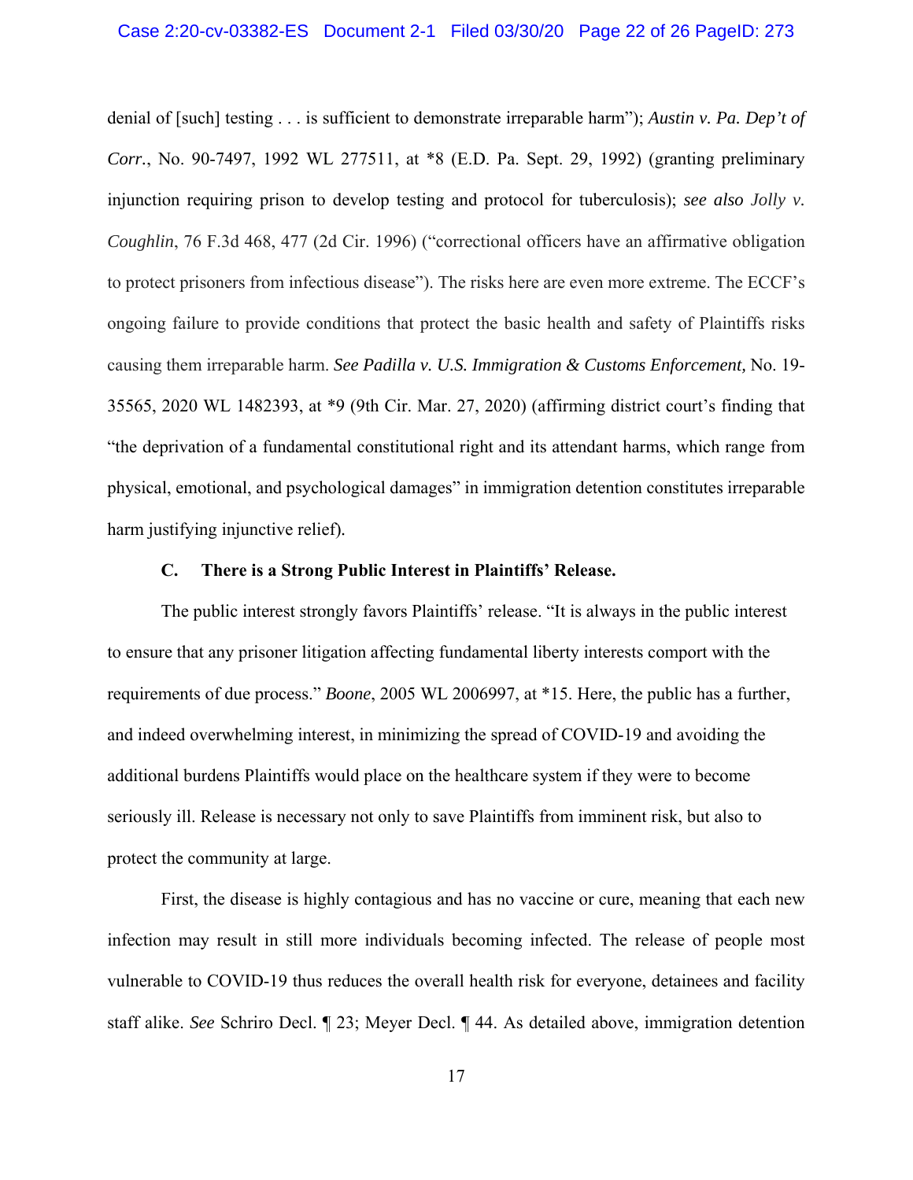denial of [such] testing . . . is sufficient to demonstrate irreparable harm"); *Austin v. Pa. Dep't of Corr.*, No. 90-7497, 1992 WL 277511, at *8 (E.D. Pa. Sept. 29, 1992) (granting preliminary injunction requiring prison to develop testing and protocol for tuberculosis); *see also Jolly v. Coughlin*, 76 F.3d 468, 477 (2d Cir. 1996) ("correctional officers have an affirmative obligation to protect prisoners from infectious disease"). The risks here are even more extreme. The ECCF's ongoing failure to provide conditions that protect the basic health and safety of Plaintiffs risks causing them irreparable harm. *See Padilla v. U.S. Immigration & Customs Enforcement,* No. 19-35565, 2020 WL 1482393, at *9 (9th Cir. Mar. 27, 2020) (affirming district court's finding that "the deprivation of a fundamental constitutional right and its attendant harms, which range from physical, emotional, and psychological damages" in immigration detention constitutes irreparable harm justifying injunctive relief).

### C. There is a Strong Public Interest in Plaintiffs' Release.

The public interest strongly favors Plaintiffs' release. "It is always in the public interest to ensure that any prisoner litigation affecting fundamental liberty interests comport with the requirements of due process." *Boone*, 2005 WL 2006997, at *15. Here, the public has a further, and indeed overwhelming interest, in minimizing the spread of COVID-19 and avoiding the additional burdens Plaintiffs would place on the healthcare system if they were to become seriously ill. Release is necessary not only to save Plaintiffs from imminent risk, but also to protect the community at large.

First, the disease is highly contagious and has no vaccine or cure, meaning that each new infection may result in still more individuals becoming infected. The release of people most vulnerable to COVID-19 thus reduces the overall health risk for everyone, detainees and facility staff alike. *See* Schriro Decl. ¶ 23; Meyer Decl. ¶ 44. As detailed above, immigration detention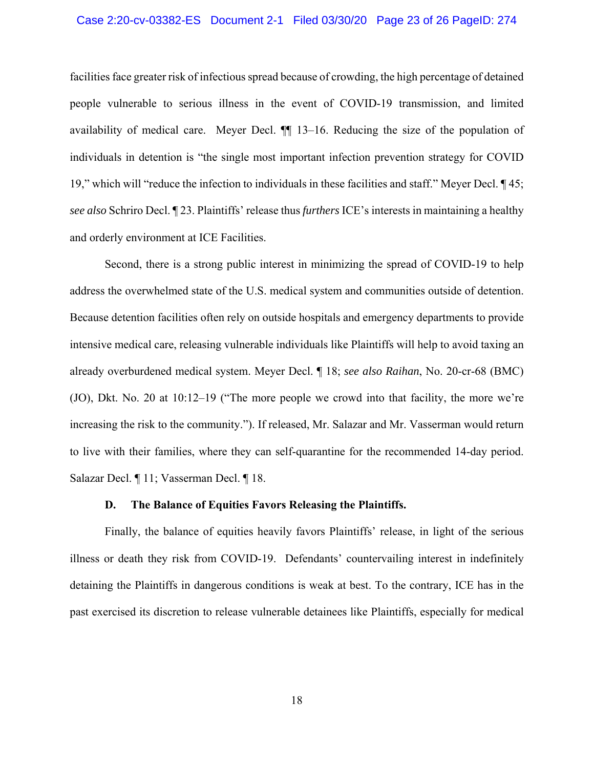facilities face greater risk of infectious spread because of crowding, the high percentage of detained people vulnerable to serious illness in the event of COVID-19 transmission, and limited availability of medical care. Meyer Decl. ¶¶ 13–16. Reducing the size of the population of individuals in detention is "the single most important infection prevention strategy for COVID 19," which will "reduce the infection to individuals in these facilities and staff." Meyer Decl. ¶ 45; *see also* Schriro Decl. ¶ 23. Plaintiffs' release thus *furthers* ICE's interests in maintaining a healthy and orderly environment at ICE Facilities.

Second, there is a strong public interest in minimizing the spread of COVID-19 to help address the overwhelmed state of the U.S. medical system and communities outside of detention. Because detention facilities often rely on outside hospitals and emergency departments to provide intensive medical care, releasing vulnerable individuals like Plaintiffs will help to avoid taxing an already overburdened medical system. Meyer Decl. ¶ 18; *see also Raihan*, No. 20-cr-68 (BMC) (JO), Dkt. No. 20 at 10:12–19 ("The more people we crowd into that facility, the more we're increasing the risk to the community."). If released, Mr. Salazar and Mr. Vasserman would return to live with their families, where they can self-quarantine for the recommended 14-day period. Salazar Decl. ¶ 11; Vasserman Decl. ¶ 18.

### D. The Balance of Equities Favors Releasing the Plaintiffs.

Finally, the balance of equities heavily favors Plaintiffs' release, in light of the serious illness or death they risk from COVID-19. Defendants' countervailing interest in indefinitely detaining the Plaintiffs in dangerous conditions is weak at best. To the contrary, ICE has in the past exercised its discretion to release vulnerable detainees like Plaintiffs, especially for medical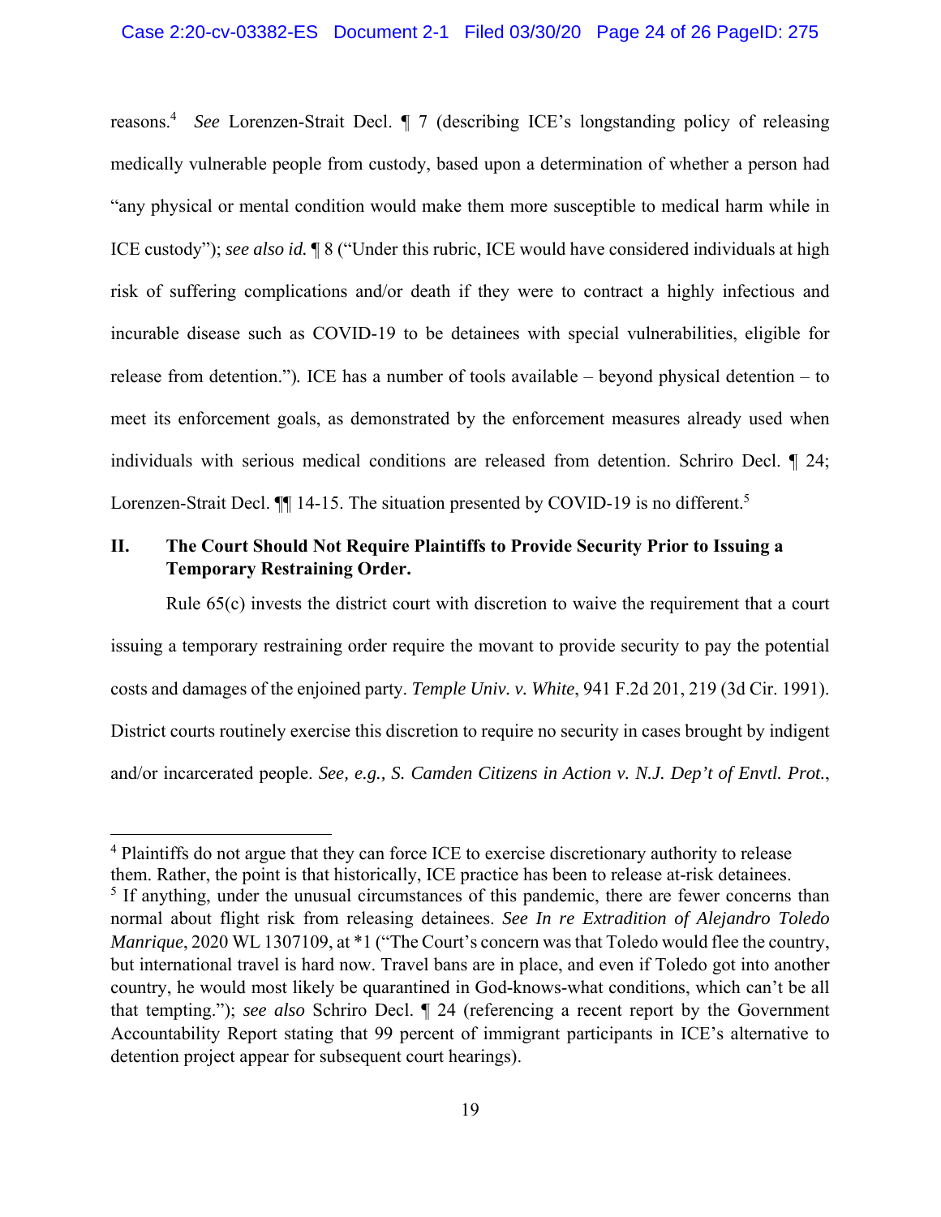reasons.[4] *See* Lorenzen-Strait Decl. ¶ 7 (describing ICE's longstanding policy of releasing medically vulnerable people from custody, based upon a determination of whether a person had "any physical or mental condition would make them more susceptible to medical harm while in ICE custody"); *see also id.* ¶ 8 ("Under this rubric, ICE would have considered individuals at high risk of suffering complications and/or death if they were to contract a highly infectious and incurable disease such as COVID-19 to be detainees with special vulnerabilities, eligible for release from detention."). ICE has a number of tools available – beyond physical detention – to meet its enforcement goals, as demonstrated by the enforcement measures already used when individuals with serious medical conditions are released from detention. Schriro Decl. ¶ 24; Lorenzen-Strait Decl. ¶¶ 14-15. The situation presented by COVID-19 is no different.[5]

## II. The Court Should Not Require Plaintiffs to Provide Security Prior to Issuing a Temporary Restraining Order.

Rule 65(c) invests the district court with discretion to waive the requirement that a court issuing a temporary restraining order require the movant to provide security to pay the potential costs and damages of the enjoined party. *Temple Univ. v. White*, 941 F.2d 201, 219 (3d Cir. 1991). District courts routinely exercise this discretion to require no security in cases brought by indigent and/or incarcerated people. *See, e.g., S. Camden Citizens in Action v. N.J. Dep't of Envtl. Prot.*,

---

[4] Plaintiffs do not argue that they can force ICE to exercise discretionary authority to release them. Rather, the point is that historically, ICE practice has been to release at-risk detainees.

[5] If anything, under the unusual circumstances of this pandemic, there are fewer concerns than normal about flight risk from releasing detainees. *See In re Extradition of Alejandro Toledo Manrique*, 2020 WL 1307109, at *1 ("The Court's concern was that Toledo would flee the country, but international travel is hard now. Travel bans are in place, and even if Toledo got into another country, he would most likely be quarantined in God-knows-what conditions, which can't be all that tempting."); *see also* Schriro Decl. ¶ 24 (referencing a recent report by the Government Accountability Report stating that 99 percent of immigrant participants in ICE's alternative to detention project appear for subsequent court hearings).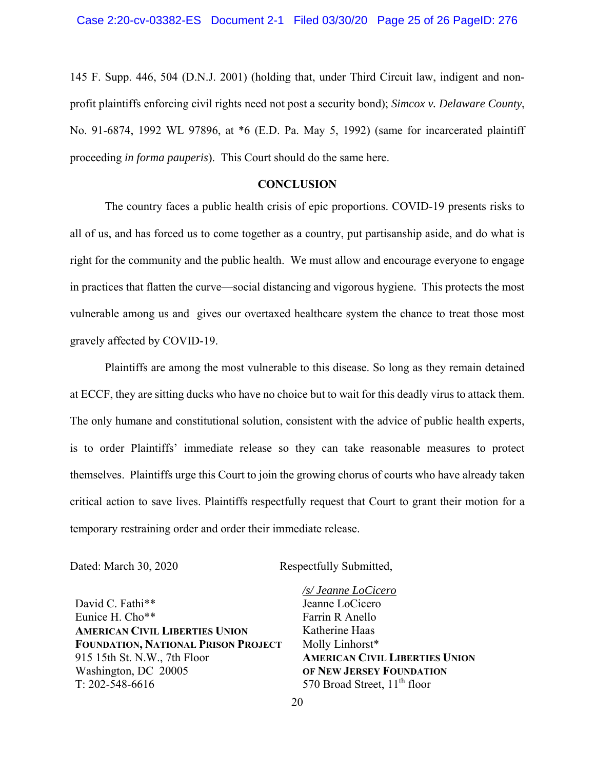145 F. Supp. 446, 504 (D.N.J. 2001) (holding that, under Third Circuit law, indigent and non-profit plaintiffs enforcing civil rights need not post a security bond); *Simcox v. Delaware County*, No. 91-6874, 1992 WL 97896, at *6 (E.D. Pa. May 5, 1992) (same for incarcerated plaintiff proceeding *in forma pauperis*). This Court should do the same here.

## CONCLUSION

The country faces a public health crisis of epic proportions. COVID-19 presents risks to all of us, and has forced us to come together as a country, put partisanship aside, and do what is right for the community and the public health. We must allow and encourage everyone to engage in practices that flatten the curve—social distancing and vigorous hygiene. This protects the most vulnerable among us and gives our overtaxed healthcare system the chance to treat those most gravely affected by COVID-19.

Plaintiffs are among the most vulnerable to this disease. So long as they remain detained at ECCF, they are sitting ducks who have no choice but to wait for this deadly virus to attack them. The only humane and constitutional solution, consistent with the advice of public health experts, is to order Plaintiffs' immediate release so they can take reasonable measures to protect themselves. Plaintiffs urge this Court to join the growing chorus of courts who have already taken critical action to save lives. Plaintiffs respectfully request that Court to grant their motion for a temporary restraining order and order their immediate release.

Dated: March 30, 2020

Respectfully Submitted,

David C. Fathi**
Eunice H. Cho**
**AMERICAN CIVIL LIBERTIES UNION FOUNDATION, NATIONAL PRISON PROJECT**
915 15th St. N.W., 7th Floor
Washington, DC 20005
T: 202-548-6616

*/s/ Jeanne LoCicero*
Jeanne LoCicero
Farrin R Anello
Katherine Haas
Molly Linhorst*
**AMERICAN CIVIL LIBERTIES UNION OF NEW JERSEY FOUNDATION**
570 Broad Street, 11th floor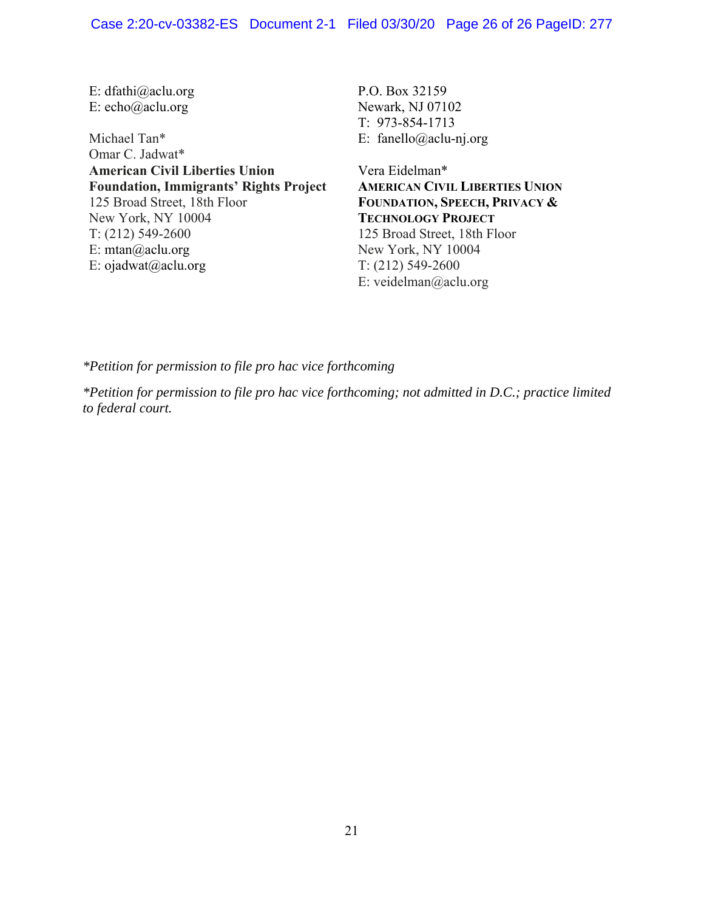E: dfathi@aclu.org
E: echo@aclu.org

Michael Tan*
Omar C. Jadwat*
**American Civil Liberties Union Foundation, Immigrants' Rights Project**
125 Broad Street, 18th Floor
New York, NY 10004
T: (212) 549-2600
E: mtan@aclu.org
E: ojadwat@aclu.org

P.O. Box 32159
Newark, NJ 07102
T: 973-854-1713
E: fanello@aclu-nj.org

Vera Eidelman*
**AMERICAN CIVIL LIBERTIES UNION FOUNDATION, SPEECH, PRIVACY & TECHNOLOGY PROJECT**
125 Broad Street, 18th Floor
New York, NY 10004
T: (212) 549-2600
E: veidelman@aclu.org

*\*Petition for permission to file pro hac vice forthcoming*

*\*Petition for permission to file pro hac vice forthcoming; not admitted in D.C.; practice limited to federal court.*